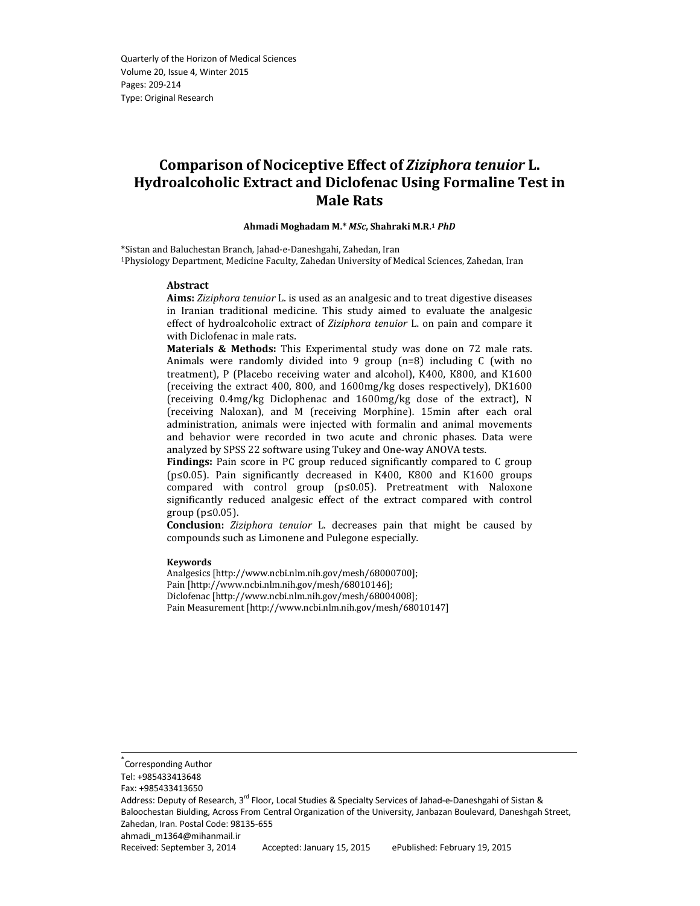Quarterly of the Horizon of Medical Sciences
Volume 20, Issue 4, Winter 2015
Pages: 209-214
Type: Original Research

# Comparison of Nociceptive Effect of *Ziziphora tenuior* L. Hydroalcoholic Extract and Diclofenac Using Formaline Test in Male Rats

**Ahmadi Moghadam M.\*** ***MSc*****, Shahraki M.R.[1]** ***PhD***

\*Sistan and Baluchestan Branch, Jahad-e-Daneshgahi, Zahedan, Iran
[1]Physiology Department, Medicine Faculty, Zahedan University of Medical Sciences, Zahedan, Iran

### Abstract

**Aims:** *Ziziphora tenuior* L. is used as an analgesic and to treat digestive diseases in Iranian traditional medicine. This study aimed to evaluate the analgesic effect of hydroalcoholic extract of *Ziziphora tenuior* L. on pain and compare it with Diclofenac in male rats.

**Materials & Methods:** This Experimental study was done on 72 male rats. Animals were randomly divided into 9 group (n=8) including C (with no treatment), P (Placebo receiving water and alcohol), K400, K800, and K1600 (receiving the extract 400, 800, and 1600mg/kg doses respectively), DK1600 (receiving 0.4mg/kg Diclophenac and 1600mg/kg dose of the extract), N (receiving Naloxan), and M (receiving Morphine). 15min after each oral administration, animals were injected with formalin and animal movements and behavior were recorded in two acute and chronic phases. Data were analyzed by SPSS 22 software using Tukey and One-way ANOVA tests.

**Findings:** Pain score in PC group reduced significantly compared to C group ($p \leq 0.05$). Pain significantly decreased in K400, K800 and K1600 groups compared with control group ($p \leq 0.05$). Pretreatment with Naloxone significantly reduced analgesic effect of the extract compared with control group ($p \leq 0.05$).

**Conclusion:** *Ziziphora tenuior* L. decreases pain that might be caused by compounds such as Limonene and Pulegone especially.

#### Keywords

Analgesics [http://www.ncbi.nlm.nih.gov/mesh/68000700];
Pain [http://www.ncbi.nlm.nih.gov/mesh/68010146];
Diclofenac [http://www.ncbi.nlm.nih.gov/mesh/68004008];
Pain Measurement [http://www.ncbi.nlm.nih.gov/mesh/68010147]

---

\*Corresponding Author
Tel: +985433413648
Fax: +985433413650
Address: Deputy of Research, 3rd Floor, Local Studies & Specialty Services of Jahad-e-Daneshgahi of Sistan & Baloochestan Biulding, Across From Central Organization of the University, Janbazan Boulevard, Daneshgah Street, Zahedan, Iran. Postal Code: 98135-655
ahmadi_m1364@mihanmail.ir
Received: September 3, 2014 Accepted: January 15, 2015 ePublished: February 19, 2015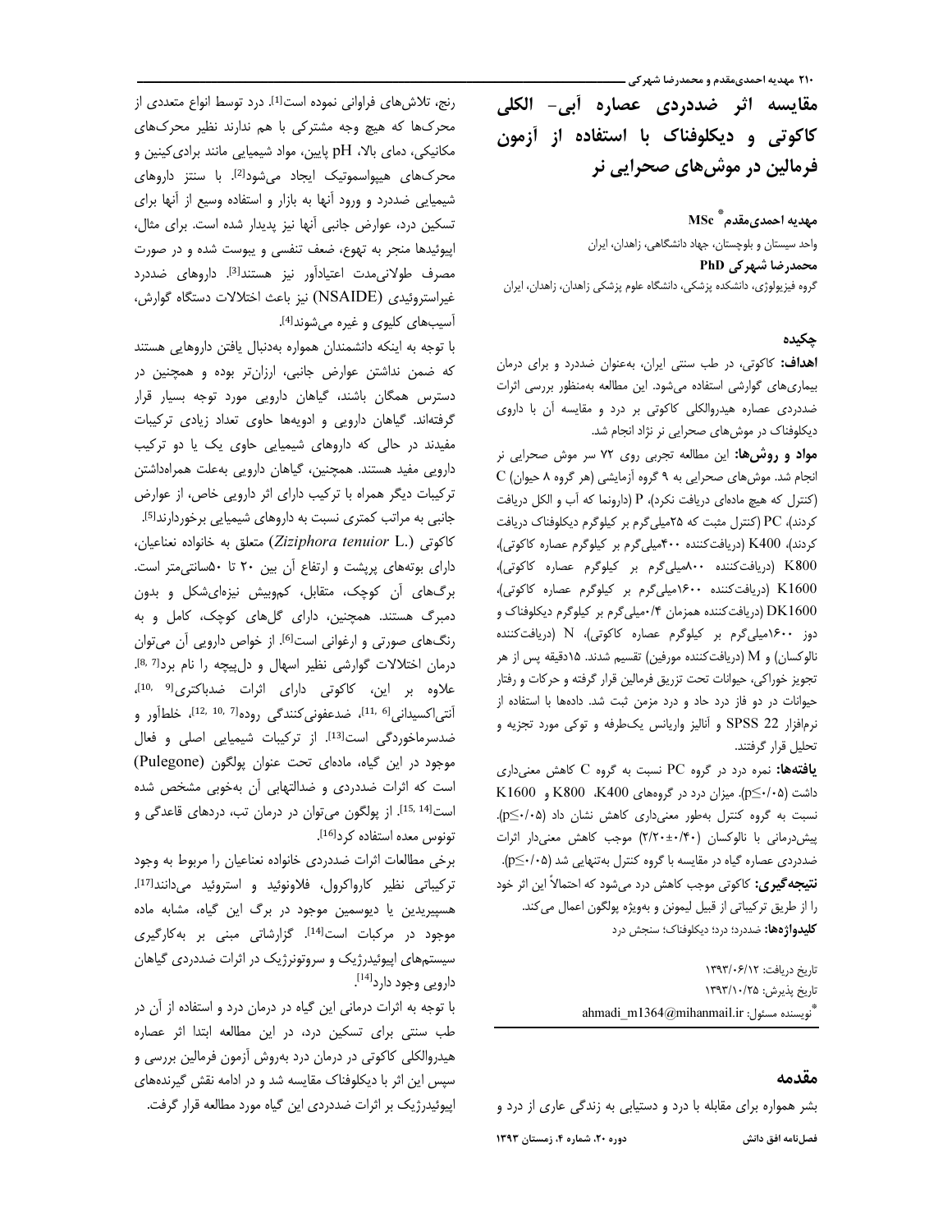# مقایسه اثر ضددردی عصاره آبی- الکلی کاکوتی و دیکلوفناک با استفاده از آزمون فرمالین در موش‌های صحرایی نر

**مهدیه احمدی‌مقدم* MSc**

واحد سیستان و بلوچستان، جهاد دانشگاهی، زاهدان، ایران

**محمدرضا شهرکی PhD**

گروه فیزیولوژی، دانشکده پزشکی، دانشگاه علوم پزشکی زاهدان، زاهدان، ایران

## چکیده

**اهداف:** کاکوتی، در طب سنتی ایران، به‌عنوان ضددرد و برای درمان بیماری‌های گوارشی استفاده می‌شود. این مطالعه به‌منظور بررسی اثرات ضددردی عصاره هیدروالکلی کاکوتی بر درد و مقایسه آن با داروی دیکلوفناک در موش‌های صحرایی نر نژاد انجام شد.

**مواد و روش‌ها:** این مطالعه تجربی روی ۷۲ سر موش صحرایی نر انجام شد. موش‌های صحرایی به ۹ گروه آزمایشی (هر گروه ۸ حیوان) C (کنترل که هیچ ماده‌ای دریافت نکرد)، P (دارونما که آب و الکل دریافت کردند)، PC (کنترل مثبت که ۲۵میلی‌گرم بر کیلوگرم دیکلوفناک دریافت کردند)، K400 (دریافت‌کننده ۴۰۰میلی‌گرم بر کیلوگرم عصاره کاکوتی)، K800 (دریافت‌کننده ۸۰۰میلی‌گرم بر کیلوگرم عصاره کاکوتی)، K1600 (دریافت‌کننده ۱۶۰۰میلی‌گرم بر کیلوگرم عصاره کاکوتی)، DK1600 (دریافت‌کننده همزمان ۰/۴میلی‌گرم بر کیلوگرم دیکلوفناک و دوز ۱۶۰۰میلی‌گرم بر کیلوگرم عصاره کاکوتی)، N (دریافت‌کننده نالوکسان) و M (دریافت‌کننده مورفین) تقسیم شدند. ۱۵دقیقه پس از هر تجویز خوراکی، حیوانات تحت تزریق فرمالین قرار گرفته و حرکات و رفتار حیوانات در دو فاز درد حاد و درد مزمن ثبت شد. داده‌ها با استفاده از نرم‌افزار SPSS 22 و آنالیز واریانس یک‌طرفه و توکی مورد تجزیه و تحلیل قرار گرفتند.

**یافته‌ها:** نمره درد در گروه PC نسبت به گروه C کاهش معنی‌داری داشت ($p\leq0.05$). میزان درد در گروه‌های K400، K800 و K1600 نسبت به گروه کنترل به‌طور معنی‌داری کاهش نشان داد ($p\leq0.05$). پیش‌درمانی با نالوکسان (۲/۲۰±۰/۴۰) موجب کاهش معنی‌دار اثرات ضددردی عصاره گیاه در مقایسه با گروه کنترل به‌تنهایی شد ($p\leq0.05$).

**نتیجه‌گیری:** کاکوتی موجب کاهش درد می‌شود که احتمالاً این اثر خود را از طریق ترکیباتی از قبیل لیمونن و به‌ویژه پولگون اعمال می‌کند.

**کلیدواژه‌ها:** ضددرد؛ درد؛ دیکلوفناک؛ سنجش درد

تاریخ دریافت: ۱۳۹۳/۰۶/۱۲

تاریخ پذیرش: ۱۳۹۳/۱۰/۲۵

*نویسنده مسئول: ahmadi_m1364@mihanmail.ir

## مقدمه

بشر همواره برای مقابله با درد و دستیابی به زندگی عاری از درد و رنج، تلاش‌های فراوانی نموده است[1]. درد توسط انواع متعددی از محرک‌ها که هیچ وجه مشترکی با هم ندارند نظیر محرک‌های مکانیکی، دمای بالا، pH پایین، مواد شیمیایی مانند برادی‌کینین و محرک‌های هیپواسموتیک ایجاد می‌شود[2]. با سنتز داروهای شیمیایی ضددرد و ورود آنها به بازار و استفاده وسیع از آنها برای تسکین درد، عوارض جانبی آنها نیز پدیدار شده است. برای مثال، اپیوئیدها منجر به تهوع، ضعف تنفسی و یبوست شده و در صورت مصرف طولانی‌مدت اعتیادآور نیز هستند[3]. داروهای ضددرد غیراستروئیدی (NSAIDE) نیز باعث اختلالات دستگاه گوارش، آسیب‌های کلیوی و غیره می‌شوند[4].

با توجه به اینکه دانشمندان همواره به‌دنبال یافتن داروهایی هستند که ضمن نداشتن عوارض جانبی، ارزان‌تر بوده و همچنین در دسترس همگان باشند، گیاهان دارویی مورد توجه بسیار قرار گرفته‌اند. گیاهان دارویی و ادویه‌ها حاوی تعداد زیادی ترکیبات مفیدند در حالی که داروهای شیمیایی حاوی یک یا دو ترکیب دارویی مفید هستند. همچنین، گیاهان دارویی به‌علت همراه‌داشتن ترکیبات دیگر همراه با ترکیب دارای اثر دارویی خاص، از عوارض جانبی به مراتب کمتری نسبت به داروهای شیمیایی برخوردارند[5].

کاکوتی (*Ziziphora tenuior* L.) متعلق به خانواده نعناعیان، دارای بوته‌های پرپشت و ارتفاع آن بین ۲۰ تا ۵۰سانتی‌متر است. برگ‌های آن کوچک، متقابل، کم‌وبیش نیزه‌ای‌شکل و بدون دمبرگ هستند. همچنین، دارای گل‌های کوچک، کامل و به رنگ‌های صورتی و ارغوانی است[6]. از خواص دارویی آن می‌توان درمان اختلالات گوارشی نظیر اسهال و دل‌پیچه را نام برد[7, 8]. علاوه بر این، کاکوتی دارای اثرات ضدباکتری[9, 10]، آنتی‌اکسیدانی[6, 11]، ضدعفونی‌کنندگی روده[7, 10, 12]، خلط‌آور و ضدسرماخوردگی است[13]. از ترکیبات شیمیایی اصلی و فعال موجود در این گیاه، ماده‌ای تحت عنوان پولگون (Pulegone) است که اثرات ضددردی و ضدالتهابی آن به‌خوبی مشخص شده است[14, 15]. از پولگون می‌توان در درمان تب، دردهای قاعدگی و تونوس معده استفاده کرد[16].

برخی مطالعات اثرات ضددردی خانواده نعناعیان را مربوط به وجود ترکیباتی نظیر کارواکرول، فلاونوئید و استروئید می‌دانند[17]. هسپیریدین یا دیوسمین موجود در برگ این گیاه، مشابه ماده موجود در مرکبات است[14]. گزارشاتی مبنی بر به‌کارگیری سیستم‌های اپیوئیدرژیک و سروتونرژیک در اثرات ضددردی گیاهان دارویی وجود دارد[14].

با توجه به اثرات درمانی این گیاه در درمان درد و استفاده از آن در طب سنتی برای تسکین درد، در این مطالعه ابتدا اثر عصاره هیدروالکلی کاکوتی در درمان درد به‌روش آزمون فرمالین بررسی و سپس این اثر با دیکلوفناک مقایسه شد و در ادامه نقش گیرنده‌های اپیوئیدرژیک بر اثرات ضددردی این گیاه مورد مطالعه قرار گرفت.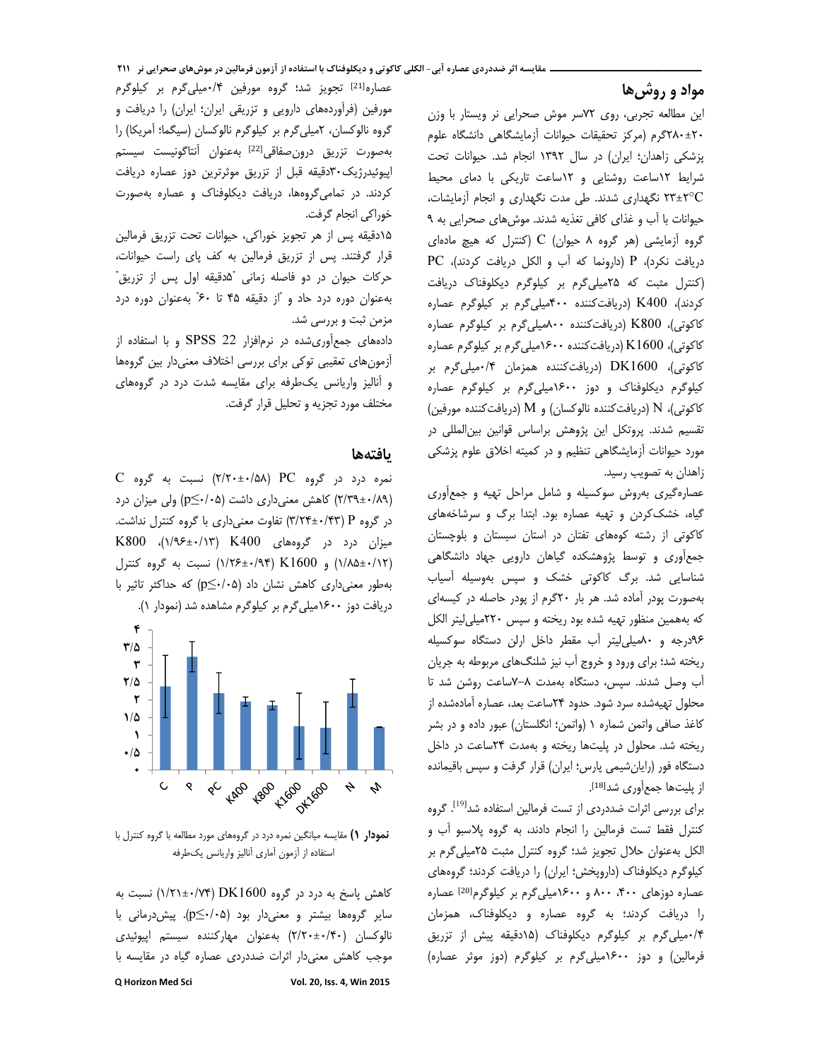## مواد و روش‌ها

این مطالعه تجربی، روی ۷۲سر موش صحرایی نر ویستار با وزن ۲۰±۲۸۰گرم (مرکز تحقیقات حیوانات آزمایشگاهی دانشگاه علوم پزشکی زاهدان؛ ایران) در سال ۱۳۹۲ انجام شد. حیوانات تحت شرایط ۱۲ساعت روشنایی و ۱۲ساعت تاریکی با دمای محیط ۲±۲۳°C نگهداری شدند. طی مدت نگهداری و انجام آزمایشات، حیوانات با آب و غذای کافی تغذیه شدند. موش‌های صحرایی به ۹ گروه آزمایشی (هر گروه ۸ حیوان) C (کنترل که هیچ ماده‌ای دریافت نکرد)، P (دارونما که آب و الکل دریافت کردند)، PC (کنترل مثبت که ۲۵میلی‌گرم بر کیلوگرم دیکلوفناک دریافت کردند)، K400 (دریافت‌کننده ۴۰۰میلی‌گرم بر کیلوگرم عصاره کاکوتی)، K800 (دریافت‌کننده ۸۰۰میلی‌گرم بر کیلوگرم عصاره کاکوتی)، K1600 (دریافت‌کننده ۱۶۰۰میلی‌گرم بر کیلوگرم عصاره کاکوتی)، DK1600 (دریافت‌کننده همزمان ۰/۴میلی‌گرم بر کیلوگرم دیکلوفناک و دوز ۱۶۰۰میلی‌گرم بر کیلوگرم عصاره کاکوتی)، N (دریافت‌کننده نالوکسان) و M (دریافت‌کننده مورفین) تقسیم شدند. پروتکل این پژوهش براساس قوانین بین‌المللی در مورد حیوانات آزمایشگاهی تنظیم و در کمیته اخلاق علوم پزشکی زاهدان به تصویب رسید.

عصاره‌گیری به‌روش سوکسیله و شامل مراحل تهیه و جمع‌آوری گیاه، خشک‌کردن و تهیه عصاره بود. ابتدا برگ و سرشاخه‌های کاکوتی از رشته کوه‌های تفتان در استان سیستان و بلوچستان جمع‌آوری و توسط پژوهشکده گیاهان دارویی جهاد دانشگاهی شناسایی شد. برگ کاکوتی خشک و سپس به‌وسیله آسیاب به‌صورت پودر آماده شد. هر بار ۲۰گرم از پودر حاصله در کیسه‌ای که به‌همین منظور تهیه شده بود ریخته و سپس ۲۲۰میلی‌لیتر الکل ۹۶درجه و ۸۰میلی‌لیتر آب مقطر داخل ارلن دستگاه سوکسیله ریخته شد؛ برای ورود و خروج آب نیز شلنگ‌های مربوطه به جریان آب وصل شدند. سپس، دستگاه به‌مدت ۸-۷ساعت روشن شد تا محلول تهیه‌شده سرد شود. حدود ۲۴ساعت بعد، عصاره آماده‌شده از کاغذ صافی واتمن شماره ۱ (واتمن؛ انگلستان) عبور داده و در بشر ریخته شد. محلول در پلیت‌ها ریخته و به‌مدت ۲۴ساعت در داخل دستگاه فور (رایان‌شیمی پارس؛ ایران) قرار گرفت و سپس باقیمانده از پلیت‌ها جمع‌آوری شد[18].

برای بررسی اثرات ضددردی از تست فرمالین استفاده شد[19]. گروه کنترل فقط تست فرمالین را انجام دادند، به گروه پلاسبو آب و الکل به‌عنوان حلال تجویز شد؛ گروه کنترل مثبت ۲۵میلی‌گرم بر کیلوگرم دیکلوفناک (داروپخش؛ ایران) را دریافت کردند؛ گروه‌های عصاره دوزهای ۴۰۰، ۸۰۰ و ۱۶۰۰میلی‌گرم بر کیلوگرم[20] عصاره را دریافت کردند؛ به گروه عصاره و دیکلوفناک، همزمان ۰/۴میلی‌گرم بر کیلوگرم دیکلوفناک (۱۵دقیقه پیش از تزریق فرمالین) و دوز ۱۶۰۰میلی‌گرم بر کیلوگرم (دوز موثر عصاره) عصاره[21] تجویز شد؛ گروه مورفین ۰/۴میلی‌گرم بر کیلوگرم مورفین (فرآورده‌های دارویی و تزریقی ایران؛ ایران) را دریافت و گروه نالوکسان، ۲میلی‌گرم بر کیلوگرم نالوکسان (سیگما؛ آمریکا) را به‌صورت تزریق درون‌صفاقی[22] به‌عنوان آنتاگونیست سیستم اپیوئیدرژیک ۳۰دقیقه قبل از تزریق موثرترین دوز عصاره دریافت کردند. در تمامی گروه‌ها، دریافت دیکلوفناک و عصاره به‌صورت خوراکی انجام گرفت.

۱۵دقیقه پس از هر تجویز خوراکی، حیوانات تحت تزریق فرمالین قرار گرفتند. پس از تزریق فرمالین به کف پای راست حیوانات، حرکات حیوان در دو فاصله زمانی "۵دقیقه اول پس از تزریق" به‌عنوان دوره درد حاد و "از دقیقه ۴۵ تا ۶۰" به‌عنوان دوره درد مزمن ثبت و بررسی شد.

داده‌های جمع‌آوری‌شده در نرم‌افزار SPSS 22 و با استفاده از آزمون‌های تعقیبی توکی برای بررسی اختلاف معنی‌دار بین گروه‌ها و آنالیز واریانس یک‌طرفه برای مقایسه شدت درد در گروه‌های مختلف مورد تجزیه و تحلیل قرار گرفت.

## یافته‌ها

نمره درد در گروه PC (۰/۵۸±۲/۲۰) نسبت به گروه C (۰/۸۹±۲/۳۹) کاهش معنی‌داری داشت (p≤۰/۰۵) ولی میزان درد در گروه P (۰/۴۳±۳/۲۴) تفاوت معنی‌داری با گروه کنترل نداشت. میزان درد در گروه‌های K400 (۰/۱۳±۱/۹۶)، K800 (۰/۱۲±۱/۸۵) و K1600 (۰/۹۴±۱/۲۶) نسبت به گروه کنترل به‌طور معنی‌داری کاهش نشان داد (p≤۰/۰۵) که حداکثر تاثیر با دریافت دوز ۱۶۰۰میلی‌گرم بر کیلوگرم مشاهده شد (نمودار ۱).

**نمودار ۱)** مقایسه میانگین نمره درد در گروه‌های مورد مطالعه با گروه کنترل با استفاده از آزمون آماری آنالیز واریانس یک‌طرفه

کاهش پاسخ به درد در گروه DK1600 (۰/۷۴±۱/۲۱) نسبت به سایر گروه‌ها بیشتر و معنی‌دار بود (p≤۰/۰۵). پیش‌درمانی با نالوکسان (۰/۴۰±۲/۲۰) به‌عنوان مهارکننده سیستم اپیوئیدی موجب کاهش معنی‌دار اثرات ضددردی عصاره گیاه در مقایسه با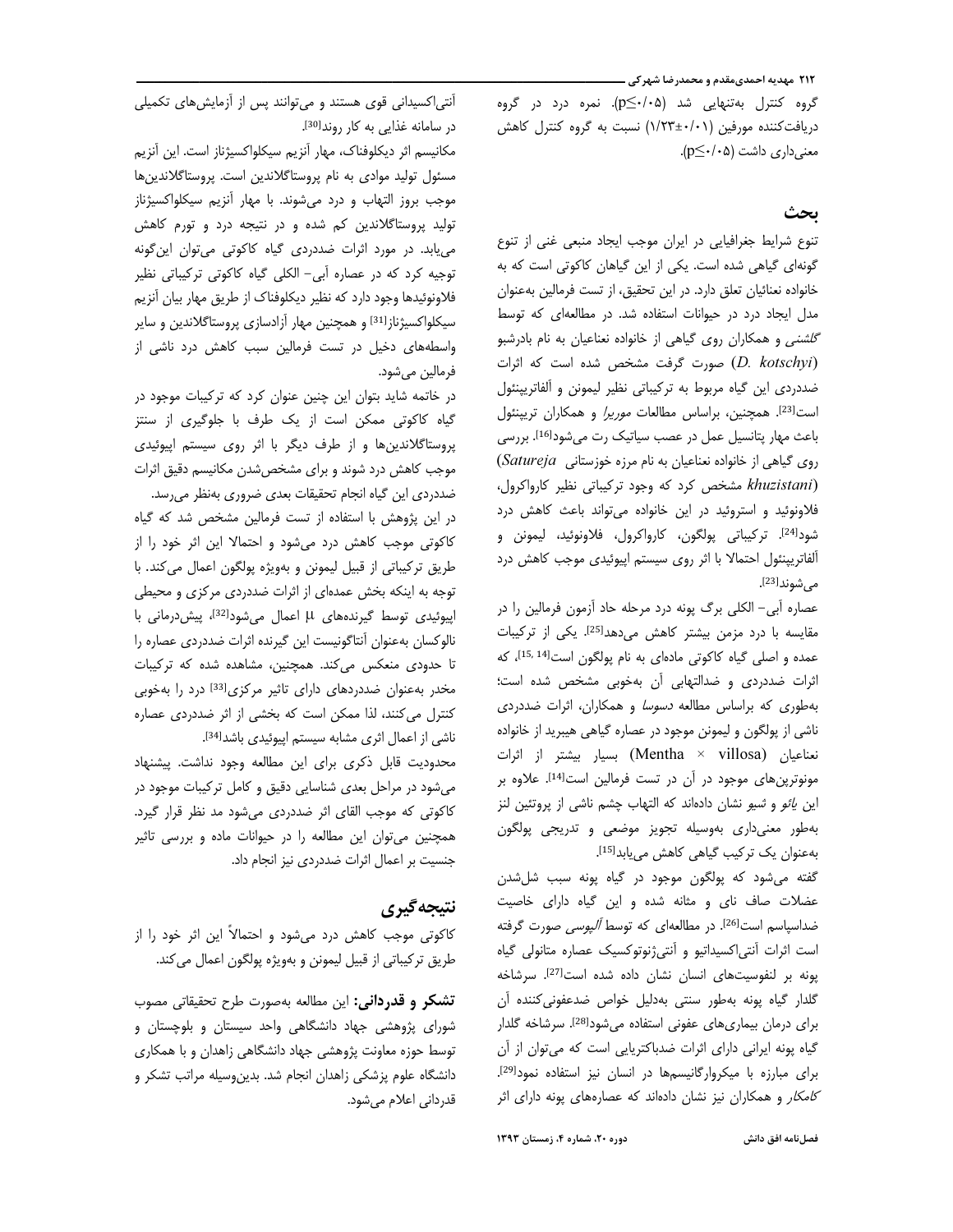گروه کنترل به‌تنهایی شد ($p\leq ۰/۰۵$). نمره درد در گروه دریافت‌کننده مورفین (۰/۰۱±۱/۲۳) نسبت به گروه کنترل کاهش معنی‌داری داشت ($p\leq ۰/۰۵$).

## بحث

تنوع شرایط جغرافیایی در ایران موجب ایجاد منبعی غنی از تنوع گونه‌ای گیاهی شده است. یکی از این گیاهان کاکوتی است که به خانواده نعنائیان تعلق دارد. در این تحقیق، از تست فرمالین به‌عنوان مدل ایجاد درد در حیوانات استفاده شد. در مطالعه‌ای که توسط *گلشنی* و همکاران روی گیاهی از خانواده نعناعیان به نام بادرشبو (*D. kotschyi*) صورت گرفت مشخص شده است که اثرات ضددردی این گیاه مربوط به ترکیباتی نظیر لیمونن و آلفاترپینئول است[23]. همچنین، براساس مطالعات *موریرا* و همکاران ترپینئول باعث مهار پتانسیل عمل در عصب سیاتیک رت می‌شود[16]. بررسی روی گیاهی از خانواده نعناعیان به نام مرزه خوزستانی (*Satureja khuzistani*) مشخص کرد که وجود ترکیباتی نظیر کارواکرول، فلاونوئید و استروئید در این خانواده می‌تواند باعث کاهش درد شود[24]. ترکیباتی پولگون، کارواکرول، فلاونوئید، لیمونن و آلفاترپینئول احتمالا با اثر روی سیستم اپیوئیدی موجب کاهش درد می‌شوند[23].

عصاره آبی- الکلی برگ پونه درد مرحله حاد آزمون فرمالین را در مقایسه با درد مزمن بیشتر کاهش می‌دهد[25]. یکی از ترکیبات عمده و اصلی گیاه کاکوتی ماده‌ای به نام پولگون است[14, 15]، که اثرات ضددردی و ضدالتهابی آن به‌خوبی مشخص شده است؛ به‌طوری که براساس مطالعه *دسوسا* و همکاران، اثرات ضددردی ناشی از پولگون و لیمونن موجود در عصاره گیاهی هیبرید از خانواده نعناعیان (Mentha × villosa) بسیار بیشتر از اثرات مونوترپن‌های موجود در آن در تست فرمالین است[14]. علاوه بر این *یائو* و *شیو* نشان داده‌اند که التهاب چشم ناشی از پروتئین لنز به‌طور معنی‌داری به‌وسیله تجویز موضعی و تدریجی پولگون به‌عنوان یک ترکیب گیاهی کاهش می‌یابد[15].

گفته می‌شود که پولگون موجود در گیاه پونه سبب شل‌شدن عضلات صاف نای و مثانه شده و این گیاه دارای خاصیت ضداسپاسم است[26]. در مطالعه‌ای که توسط *آلپوسی* صورت گرفته است اثرات آنتی‌اکسیداتیو و آنتی‌ژنوتوکسیک عصاره متانولی گیاه پونه بر لنفوسیت‌های انسان نشان داده شده است[27]. سرشاخه گلدار گیاه پونه به‌طور سنتی به‌دلیل خواص ضدعفونی‌کننده آن برای درمان بیماری‌های عفونی استفاده می‌شود[28]. سرشاخه گلدار گیاه پونه ایرانی دارای اثرات ضدباکتریایی است که می‌توان از آن برای مبارزه با میکروارگانیسم‌ها در انسان نیز استفاده نمود[29]. *کامکار* و همکاران نیز نشان داده‌اند که عصاره‌های پونه دارای اثر آنتی‌اکسیدانی قوی هستند و می‌توانند پس از آزمایش‌های تکمیلی در سامانه غذایی به کار روند[30].

مکانیسم اثر دیکلوفناک، مهار آنزیم سیکلواکسیژناز است. این آنزیم مسئول تولید موادی به نام پروستاگلاندین است. پروستاگلاندین‌ها موجب بروز التهاب و درد می‌شوند. با مهار آنزیم سیکلواکسیژناز تولید پروستاگلاندین کم شده و در نتیجه درد و تورم کاهش می‌یابد. در مورد اثرات ضددردی گیاه کاکوتی می‌توان این‌گونه توجیه کرد که در عصاره آبی- الکلی گیاه کاکوتی ترکیباتی نظیر فلاونوئیدها وجود دارد که نظیر دیکلوفناک از طریق مهار بیان آنزیم سیکلواکسیژناز[31] و همچنین مهار آزادسازی پروستاگلاندین و سایر واسطه‌های دخیل در تست فرمالین سبب کاهش درد ناشی از فرمالین می‌شود.

در خاتمه شاید بتوان این چنین عنوان کرد که ترکیبات موجود در گیاه کاکوتی ممکن است از یک طرف با جلوگیری از سنتز پروستاگلاندین‌ها و از طرف دیگر با اثر روی سیستم اپیوئیدی موجب کاهش درد شوند و برای مشخص‌شدن مکانیسم دقیق اثرات ضددردی این گیاه انجام تحقیقات بعدی ضروری به‌نظر می‌رسد.

در این پژوهش با استفاده از تست فرمالین مشخص شد که گیاه کاکوتی موجب کاهش درد می‌شود و احتمالا این اثر خود را از طریق ترکیباتی از قبیل لیمونن و به‌ویژه پولگون اعمال می‌کند. با توجه به اینکه بخش عمده‌ای از اثرات ضددردی مرکزی و محیطی اپیوئیدی توسط گیرنده‌های $\mu$ اعمال می‌شود[32]، پیش‌درمانی با نالوکسان به‌عنوان آنتاگونیست این گیرنده اثرات ضددردی عصاره را تا حدودی منعکس می‌کند. همچنین، مشاهده شده که ترکیبات مخدر به‌عنوان ضددردهای دارای تاثیر مرکزی[33] درد را به‌خوبی کنترل می‌کنند، لذا ممکن است که بخشی از اثر ضددردی عصاره ناشی از اعمال اثری مشابه سیستم اپیوئیدی باشد[34].

محدودیت قابل ذکری برای این مطالعه وجود نداشت. پیشنهاد می‌شود در مراحل بعدی شناسایی دقیق و کامل ترکیبات موجود در کاکوتی که موجب القای اثر ضددردی می‌شود مد نظر قرار گیرد. همچنین می‌توان این مطالعه را در حیوانات ماده و بررسی تاثیر جنسیت بر اعمال اثرات ضددردی نیز انجام داد.

## نتیجه‌گیری

کاکوتی موجب کاهش درد می‌شود و احتمالاً این اثر خود را از طریق ترکیباتی از قبیل لیمونن و به‌ویژه پولگون اعمال می‌کند.

**تشکر و قدردانی:** این مطالعه به‌صورت طرح تحقیقاتی مصوب شورای پژوهشی جهاد دانشگاهی واحد سیستان و بلوچستان و توسط حوزه معاونت پژوهشی جهاد دانشگاهی زاهدان و با همکاری دانشگاه علوم پزشکی زاهدان انجام شد. بدین‌وسیله مراتب تشکر و قدردانی اعلام می‌شود.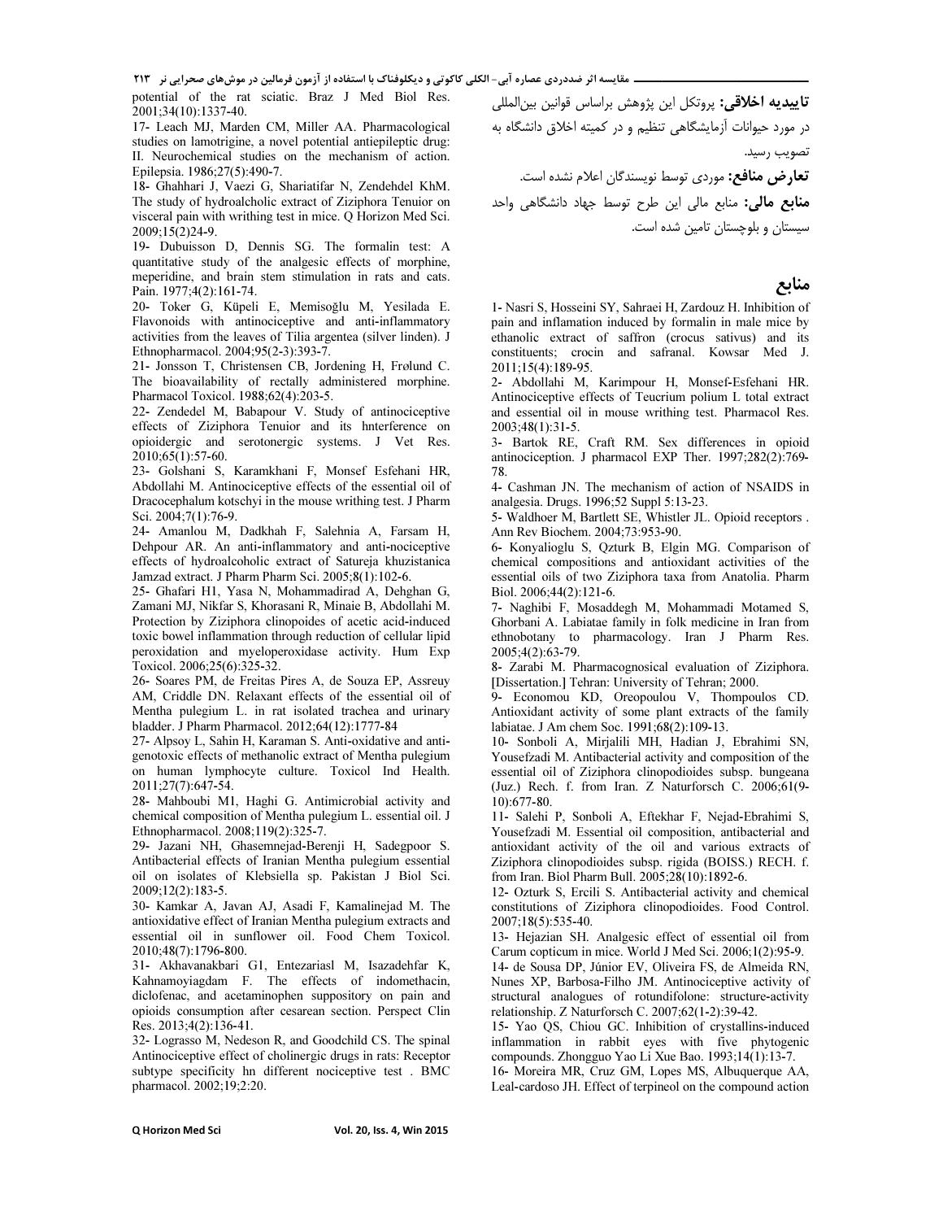**تاییدیه اخلاقی:** پروتکل این پژوهش براساس قوانین بین‌المللی در مورد حیوانات آزمایشگاهی تنظیم و در کمیته اخلاق دانشگاه به تصویب رسید.

**تعارض منافع:** موردی توسط نویسندگان اعلام نشده است.

**منابع مالی:** منابع مالی این طرح توسط جهاد دانشگاهی واحد سیستان و بلوچستان تامین شده است.

## منابع

1- Nasri S, Hosseini SY, Sahraei H, Zardouz H. Inhibition of pain and inflamation induced by formalin in male mice by ethanolic extract of saffron (crocus sativus) and its constituents; crocin and safranal. Kowsar Med J. 2011;15(4):189-95.

2- Abdollahi M, Karimpour H, Monsef-Esfehani HR. Antinociceptive effects of Teucrium polium L total extract and essential oil in mouse writhing test. Pharmacol Res. 2003;48(1):31-5.

3- Bartok RE, Craft RM. Sex differences in opioid antinociception. J pharmacol EXP Ther. 1997;282(2):769-78.

4- Cashman JN. The mechanism of action of NSAIDS in analgesia. Drugs. 1996;52 Suppl 5:13-23.

5- Waldhoer M, Bartlett SE, Whistler JL. Opioid receptors . Ann Rev Biochem. 2004;73:953-90.

6- Konyalioglu S, Qzturk B, Elgin MG. Comparison of chemical compositions and antioxidant activities of the essential oils of two Ziziphora taxa from Anatolia. Pharm Biol. 2006;44(2):121-6.

7- Naghibi F, Mosaddegh M, Mohammadi Motamed S, Ghorbani A. Labiatae family in folk medicine in Iran from ethnobotany to pharmacology. Iran J Pharm Res. 2005;4(2):63-79.

8- Zarabi M. Pharmacognosical evaluation of Ziziphora. [Dissertation.] Tehran: University of Tehran; 2000.

9- Economou KD, Oreopoulou V, Thompoulos CD. Antioxidant activity of some plant extracts of the family labiatae. J Am chem Soc. 1991;68(2):109-13.

10- Sonboli A, Mirjalili MH, Hadian J, Ebrahimi SN, Yousefzadi M. Antibacterial activity and composition of the essential oil of Ziziphora clinopodioides subsp. bungeana (Juz.) Rech. f. from Iran. Z Naturforsch C. 2006;61(9-10):677-80.

11- Salehi P, Sonboli A, Eftekhar F, Nejad-Ebrahimi S, Yousefzadi M. Essential oil composition, antibacterial and antioxidant activity of the oil and various extracts of Ziziphora clinopodioides subsp. rigida (BOISS.) RECH. f. from Iran. Biol Pharm Bull. 2005;28(10):1892-6.

12- Ozturk S, Ercili S. Antibacterial activity and chemical constitutions of Ziziphora clinopodioides. Food Control. 2007;18(5):535-40.

13- Hejazian SH. Analgesic effect of essential oil from Carum copticum in mice. World J Med Sci. 2006;1(2):95-9.

14- de Sousa DP, Júnior EV, Oliveira FS, de Almeida RN, Nunes XP, Barbosa-Filho JM. Antinociceptive activity of structural analogues of rotundifolone: structure-activity relationship. Z Naturforsch C. 2007;62(1-2):39-42.

15- Yao QS, Chiou GC. Inhibition of crystallins-induced inflammation in rabbit eyes with five phytogenic compounds. Zhongguo Yao Li Xue Bao. 1993;14(1):13-7.

16- Moreira MR, Cruz GM, Lopes MS, Albuquerque AA, Leal-cardoso JH. Effect of terpineol on the compound action potential of the rat sciatic. Braz J Med Biol Res. 2001;34(10):1337-40.

17- Leach MJ, Marden CM, Miller AA. Pharmacological studies on lamotrigine, a novel potential antiepileptic drug: II. Neurochemical studies on the mechanism of action. Epilepsia. 1986;27(5):490-7.

18- Ghahhari J, Vaezi G, Shariatifar N, Zendehdel KhM. The study of hydroalcholic extract of Ziziphora Tenuior on visceral pain with writhing test in mice. Q Horizon Med Sci. 2009;15(2)24-9.

19- Dubuisson D, Dennis SG. The formalin test: A quantitative study of the analgesic effects of morphine, meperidine, and brain stem stimulation in rats and cats. Pain. 1977;4(2):161-74.

20- Toker G, Küpeli E, Memisoğlu M, Yesilada E. Flavonoids with antinociceptive and anti-inflammatory activities from the leaves of Tilia argentea (silver linden). J Ethnopharmacol. 2004;95(2-3):393-7.

21- Jonsson T, Christensen CB, Jordening H, Frølund C. The bioavailability of rectally administered morphine. Pharmacol Toxicol. 1988;62(4):203-5.

22- Zendedel M, Babapour V. Study of antinociceptive effects of Ziziphora Tenuior and its hnterference on opioidergic and serotonergic systems. J Vet Res. 2010;65(1):57-60.

23- Golshani S, Karamkhani F, Monsef Esfehani HR, Abdollahi M. Antinociceptive effects of the essential oil of Dracocephalum kotschyi in the mouse writhing test. J Pharm Sci. 2004;7(1):76-9.

24- Amanlou M, Dadkhah F, Salehnia A, Farsam H, Dehpour AR. An anti-inflammatory and anti-nociceptive effects of hydroalcoholic extract of Satureja khuzistanica Jamzad extract. J Pharm Pharm Sci. 2005;8(1):102-6.

25- Ghafari H1, Yasa N, Mohammadirad A, Dehghan G, Zamani MJ, Nikfar S, Khorasani R, Minaie B, Abdollahi M. Protection by Ziziphora clinopoides of acetic acid-induced toxic bowel inflammation through reduction of cellular lipid peroxidation and myeloperoxidase activity. Hum Exp Toxicol. 2006;25(6):325-32.

26- Soares PM, de Freitas Pires A, de Souza EP, Assreuy AM, Criddle DN. Relaxant effects of the essential oil of Mentha pulegium L. in rat isolated trachea and urinary bladder. J Pharm Pharmacol. 2012;64(12):1777-84

27- Alpsoy L, Sahin H, Karaman S. Anti-oxidative and anti-genotoxic effects of methanolic extract of Mentha pulegium on human lymphocyte culture. Toxicol Ind Health. 2011;27(7):647-54.

28- Mahboubi M1, Haghi G. Antimicrobial activity and chemical composition of Mentha pulegium L. essential oil. J Ethnopharmacol. 2008;119(2):325-7.

29- Jazani NH, Ghasemnejad-Berenji H, Sadegpoor S. Antibacterial effects of Iranian Mentha pulegium essential oil on isolates of Klebsiella sp. Pakistan J Biol Sci. 2009;12(2):183-5.

30- Kamkar A, Javan AJ, Asadi F, Kamalinejad M. The antioxidative effect of Iranian Mentha pulegium extracts and essential oil in sunflower oil. Food Chem Toxicol. 2010;48(7):1796-800.

31- Akhavanakbari G1, Entezariasl M, Isazadehfar K, Kahnamoyiagdam F. The effects of indomethacin, diclofenac, and acetaminophen suppository on pain and opioids consumption after cesarean section. Perspect Clin Res. 2013;4(2):136-41.

32- Lograsso M, Nedeson R, and Goodchild CS. The spinal Antinociceptive effect of cholinergic drugs in rats: Receptor subtype specificity hn different nociceptive test . BMC pharmacol. 2002;19;2:20.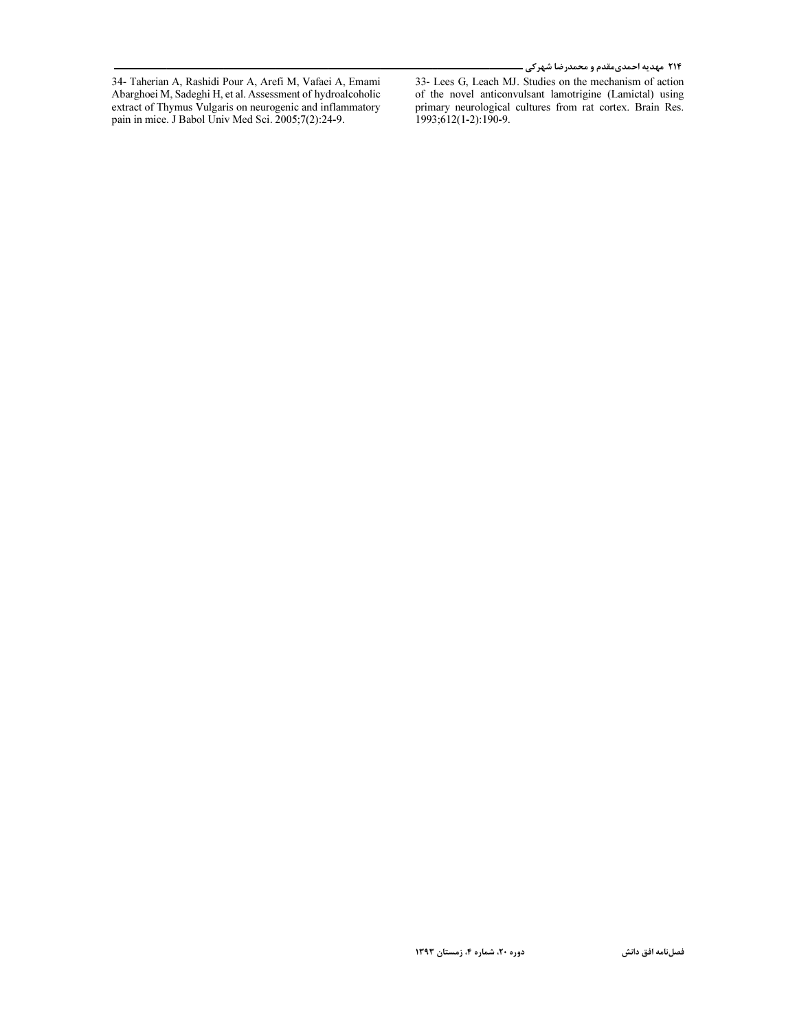33- Lees G, Leach MJ. Studies on the mechanism of action of the novel anticonvulsant lamotrigine (Lamictal) using primary neurological cultures from rat cortex. Brain Res. 1993;612(1-2):190-9.

34- Taherian A, Rashidi Pour A, Arefi M, Vafaei A, Emami Abarghoei M, Sadeghi H, et al. Assessment of hydroalcoholic extract of Thymus Vulgaris on neurogenic and inflammatory pain in mice. J Babol Univ Med Sci. 2005;7(2):24-9.